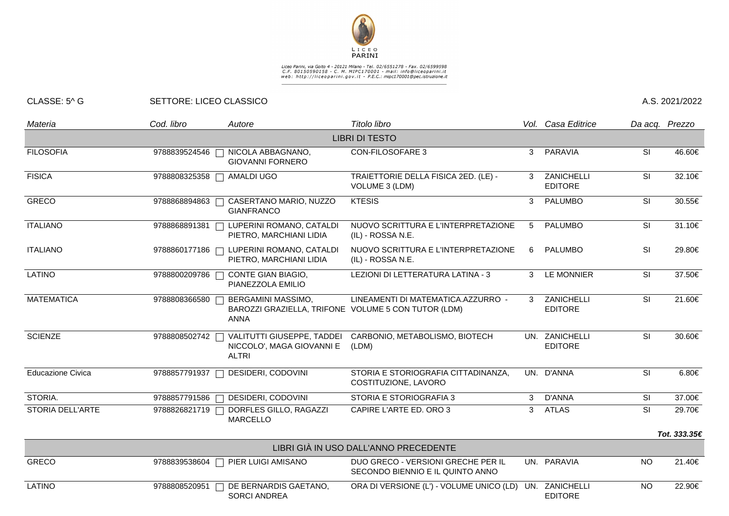LICEO PARINI

Liceo Parini, via Goito 4 - 20121 Milano - Tel. 02/6551278 - Fax. 02/6599598
C.F. 80150590158 - C. M. MIPC170001 - mail: info@liceoparini.it
web: http://liceoparini.gov.it - P.E.C.: mipc170001@pec.istruzione.it

CLASSE: 5^ G    SETTORE: LICEO CLASSICO    A.S. 2021/2022

| *Materia* | *Cod. libro* | *Autore* | *Titolo libro* | *Vol.* | *Casa Editrice* | *Da acq.* | *Prezzo* |
|---|---|---|---|---|---|---|---|
| | | | LIBRI DI TESTO | | | | |
| FILOSOFIA | 9788839524546 | NICOLA ABBAGNANO, GIOVANNI FORNERO | CON-FILOSOFARE 3 | 3 | PARAVIA | SI | 46.60€ |
| FISICA | 9788808325358 | AMALDI UGO | TRAIETTORIE DELLA FISICA 2ED. (LE) - VOLUME 3 (LDM) | 3 | ZANICHELLI EDITORE | SI | 32.10€ |
| GRECO | 9788868894863 | CASERTANO MARIO, NUZZO GIANFRANCO | KTESIS | 3 | PALUMBO | SI | 30.55€ |
| ITALIANO | 9788868891381 | LUPERINI ROMANO, CATALDI PIETRO, MARCHIANI LIDIA | NUOVO SCRITTURA E L'INTERPRETAZIONE (IL) - ROSSA N.E. | 5 | PALUMBO | SI | 31.10€ |
| ITALIANO | 9788860177186 | LUPERINI ROMANO, CATALDI PIETRO, MARCHIANI LIDIA | NUOVO SCRITTURA E L'INTERPRETAZIONE (IL) - ROSSA N.E. | 6 | PALUMBO | SI | 29.80€ |
| LATINO | 9788800209786 | CONTE GIAN BIAGIO, PIANEZZOLA EMILIO | LEZIONI DI LETTERATURA LATINA - 3 | 3 | LE MONNIER | SI | 37.50€ |
| MATEMATICA | 9788808366580 | BERGAMINI MASSIMO, BAROZZI GRAZIELLA, TRIFONE ANNA | LINEAMENTI DI MATEMATICA.AZZURRO - VOLUME 5 CON TUTOR (LDM) | 3 | ZANICHELLI EDITORE | SI | 21.60€ |
| SCIENZE | 9788808502742 | VALITUTTI GIUSEPPE, TADDEI NICCOLO', MAGA GIOVANNI E ALTRI | CARBONIO, METABOLISMO, BIOTECH (LDM) | UN. | ZANICHELLI EDITORE | SI | 30.60€ |
| Educazione Civica | 9788857791937 | DESIDERI, CODOVINI | STORIA E STORIOGRAFIA CITTADINANZA, COSTITUZIONE, LAVORO | UN. | D'ANNA | SI | 6.80€ |
| STORIA. | 9788857791586 | DESIDERI, CODOVINI | STORIA E STORIOGRAFIA 3 | 3 | D'ANNA | SI | 37.00€ |
| STORIA DELL'ARTE | 9788826821719 | DORFLES GILLO, RAGAZZI MARCELLO | CAPIRE L'ARTE ED. ORO 3 | 3 | ATLAS | SI | 29.70€ |
| | | | | | | | ***Tot. 333.35€*** |
| | | | LIBRI GIÀ IN USO DALL'ANNO PRECEDENTE | | | | |
| GRECO | 9788839538604 | PIER LUIGI AMISANO | DUO GRECO - VERSIONI GRECHE PER IL SECONDO BIENNIO E IL QUINTO ANNO | UN. | PARAVIA | NO | 21.40€ |
| LATINO | 9788808520951 | DE BERNARDIS GAETANO, SORCI ANDREA | ORA DI VERSIONE (L') - VOLUME UNICO (LD) | UN. | ZANICHELLI EDITORE | NO | 22.90€ |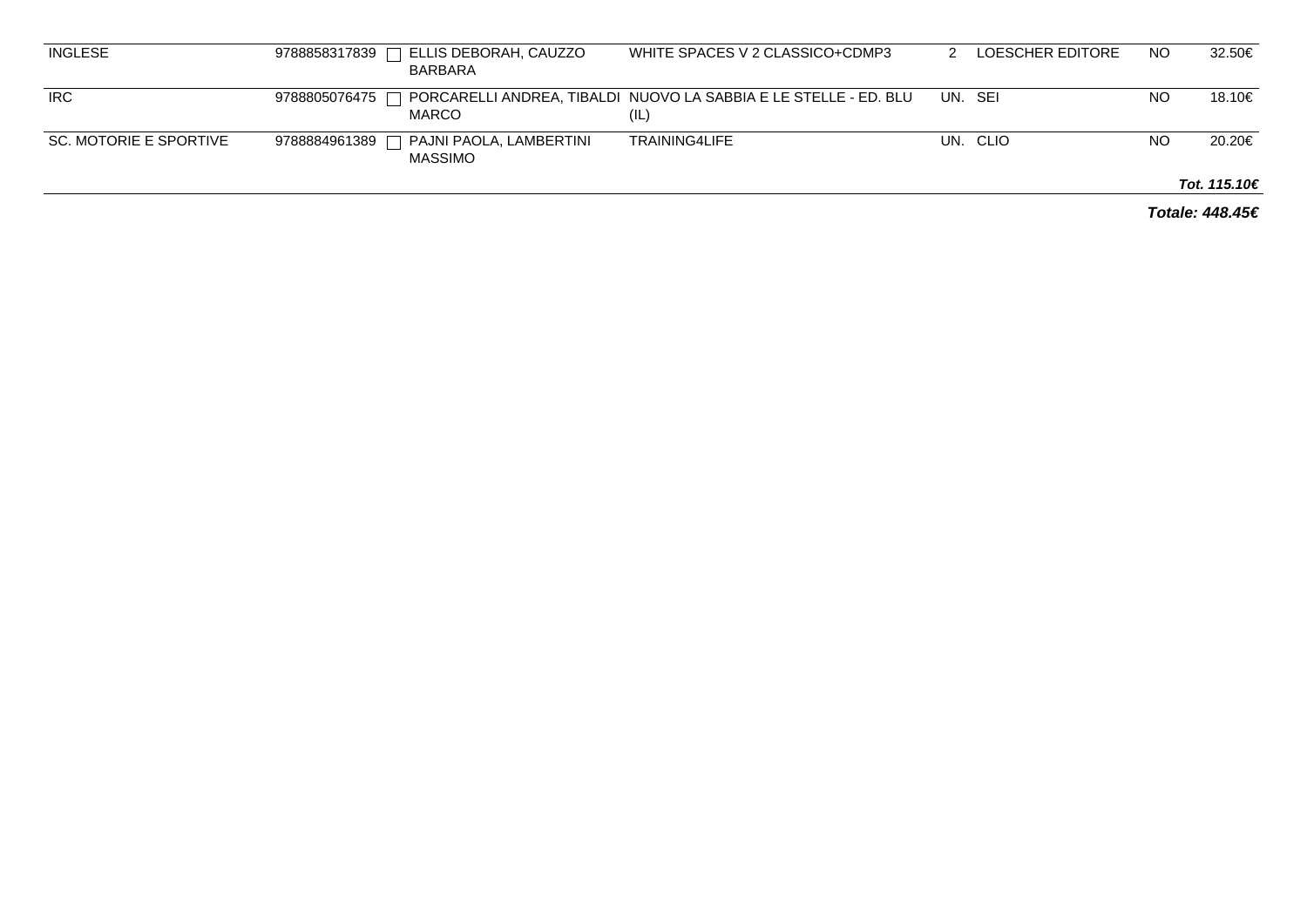| | | | | | | | |
|---|---|---|---|---|---|---|---|
| INGLESE | 9788858317839 ☐ | ELLIS DEBORAH, CAUZZO BARBARA | WHITE SPACES V 2 CLASSICO+CDMP3 | 2 | LOESCHER EDITORE | NO | 32.50€ |
| IRC | 9788805076475 ☐ | PORCARELLI ANDREA, TIBALDI MARCO | NUOVO LA SABBIA E LE STELLE - ED. BLU (IL) | UN. | SEI | NO | 18.10€ |
| SC. MOTORIE E SPORTIVE | 9788884961389 ☐ | PAJNI PAOLA, LAMBERTINI MASSIMO | TRAINING4LIFE | UN. | CLIO | NO | 20.20€ |
| | | | | | | | ***Tot. 115.10€*** |

***Totale: 448.45€***